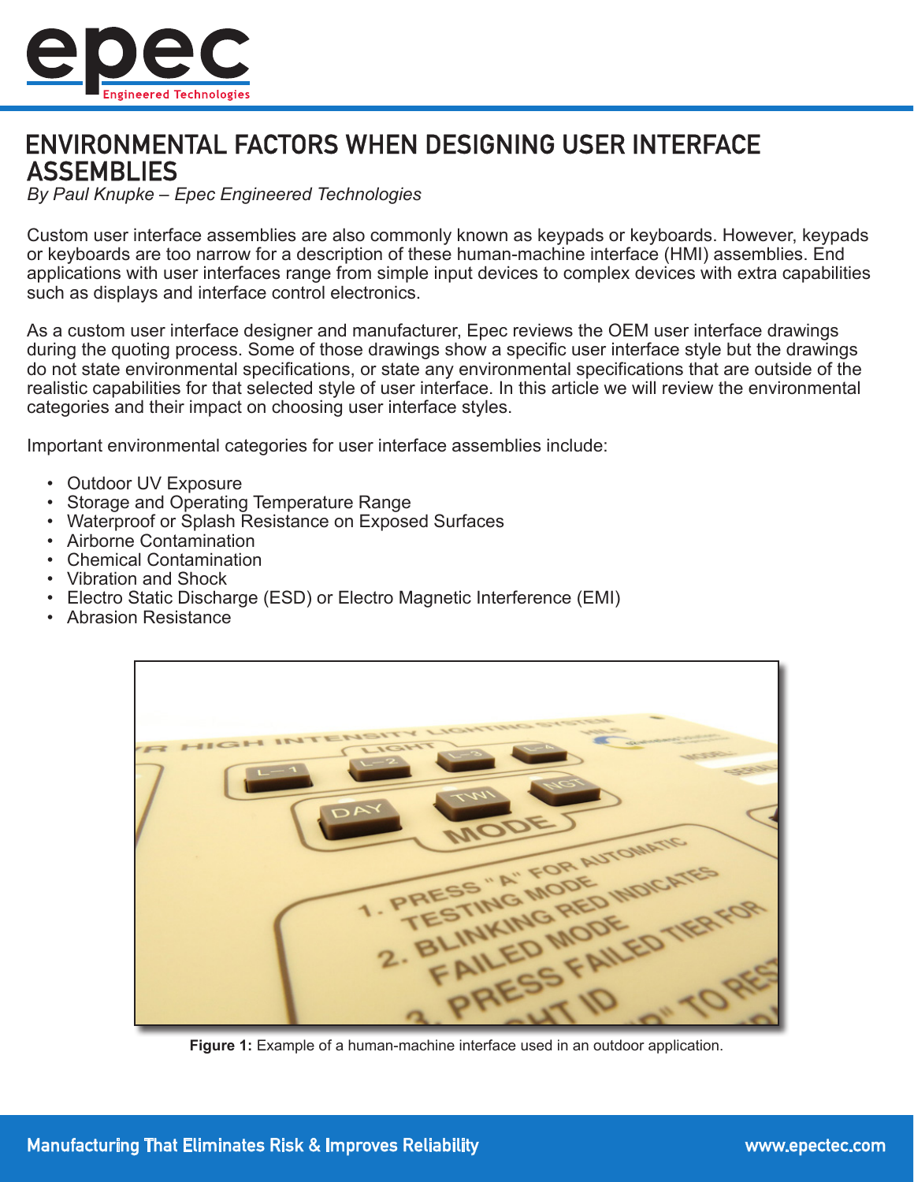# ENVIRONMENTAL FACTORS WHEN DESIGNING USER INTERFACE ASSEMBLIES

*By Paul Knupke – Epec Engineered Technologies*

Custom user interface assemblies are also commonly known as keypads or keyboards. However, keypads or keyboards are too narrow for a description of these human-machine interface (HMI) assemblies. End applications with user interfaces range from simple input devices to complex devices with extra capabilities such as displays and interface control electronics.

As a custom user interface designer and manufacturer, Epec reviews the OEM user interface drawings during the quoting process. Some of those drawings show a specific user interface style but the drawings do not state environmental specifications, or state any environmental specifications that are outside of the realistic capabilities for that selected style of user interface. In this article we will review the environmental categories and their impact on choosing user interface styles.

Important environmental categories for user interface assemblies include:

- Outdoor UV Exposure
- Storage and Operating Temperature Range
- Waterproof or Splash Resistance on Exposed Surfaces
- Airborne Contamination
- Chemical Contamination
- Vibration and Shock
- Electro Static Discharge (ESD) or Electro Magnetic Interference (EMI)
- Abrasion Resistance

**Figure 1:** Example of a human-machine interface used in an outdoor application.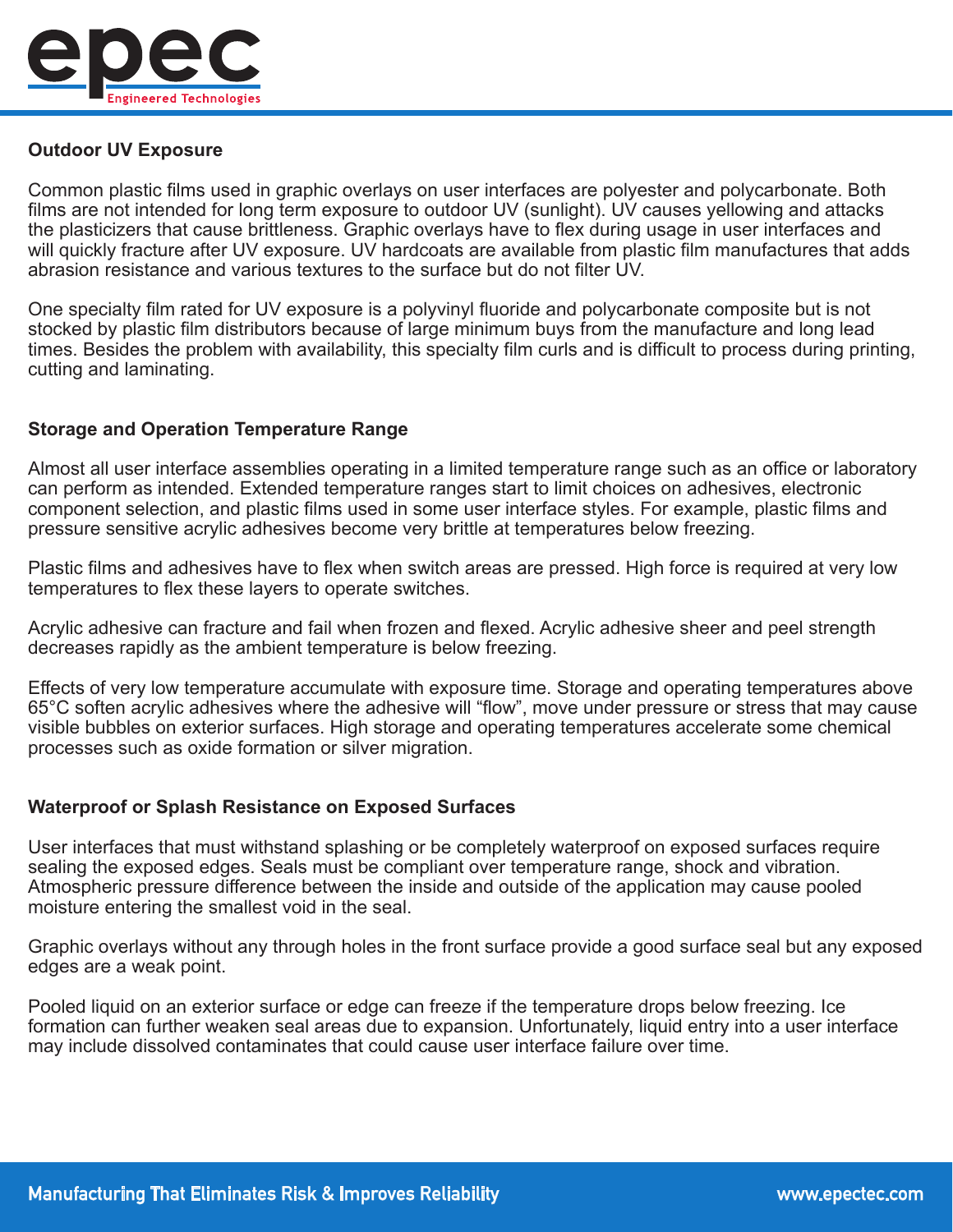### Outdoor UV Exposure

Common plastic films used in graphic overlays on user interfaces are polyester and polycarbonate. Both films are not intended for long term exposure to outdoor UV (sunlight). UV causes yellowing and attacks the plasticizers that cause brittleness. Graphic overlays have to flex during usage in user interfaces and will quickly fracture after UV exposure. UV hardcoats are available from plastic film manufactures that adds abrasion resistance and various textures to the surface but do not filter UV.

One specialty film rated for UV exposure is a polyvinyl fluoride and polycarbonate composite but is not stocked by plastic film distributors because of large minimum buys from the manufacture and long lead times. Besides the problem with availability, this specialty film curls and is difficult to process during printing, cutting and laminating.

### Storage and Operation Temperature Range

Almost all user interface assemblies operating in a limited temperature range such as an office or laboratory can perform as intended. Extended temperature ranges start to limit choices on adhesives, electronic component selection, and plastic films used in some user interface styles. For example, plastic films and pressure sensitive acrylic adhesives become very brittle at temperatures below freezing.

Plastic films and adhesives have to flex when switch areas are pressed. High force is required at very low temperatures to flex these layers to operate switches.

Acrylic adhesive can fracture and fail when frozen and flexed. Acrylic adhesive sheer and peel strength decreases rapidly as the ambient temperature is below freezing.

Effects of very low temperature accumulate with exposure time. Storage and operating temperatures above 65°C soften acrylic adhesives where the adhesive will "flow", move under pressure or stress that may cause visible bubbles on exterior surfaces. High storage and operating temperatures accelerate some chemical processes such as oxide formation or silver migration.

### Waterproof or Splash Resistance on Exposed Surfaces

User interfaces that must withstand splashing or be completely waterproof on exposed surfaces require sealing the exposed edges. Seals must be compliant over temperature range, shock and vibration. Atmospheric pressure difference between the inside and outside of the application may cause pooled moisture entering the smallest void in the seal.

Graphic overlays without any through holes in the front surface provide a good surface seal but any exposed edges are a weak point.

Pooled liquid on an exterior surface or edge can freeze if the temperature drops below freezing. Ice formation can further weaken seal areas due to expansion. Unfortunately, liquid entry into a user interface may include dissolved contaminates that could cause user interface failure over time.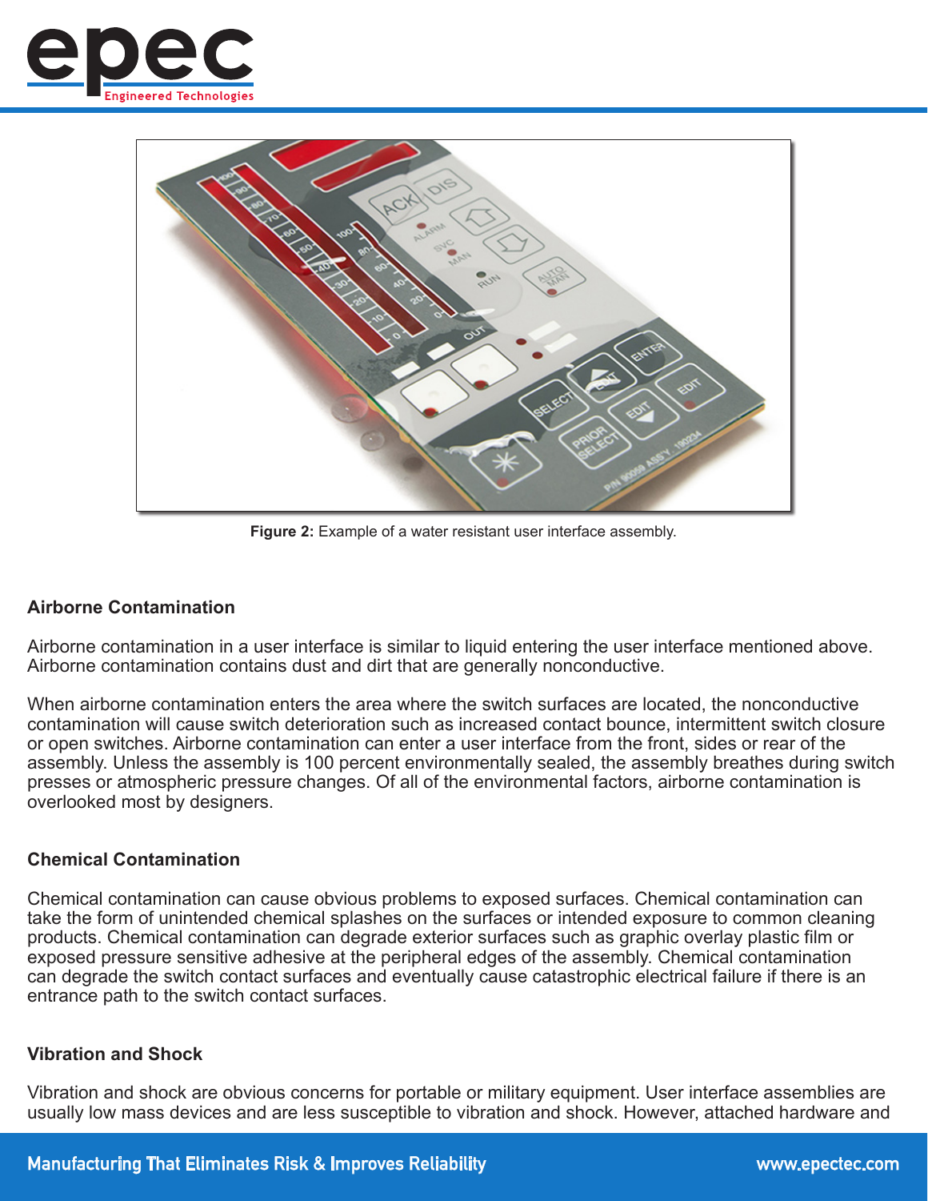Figure 2: Example of a water resistant user interface assembly.

### Airborne Contamination

Airborne contamination in a user interface is similar to liquid entering the user interface mentioned above. Airborne contamination contains dust and dirt that are generally nonconductive.

When airborne contamination enters the area where the switch surfaces are located, the nonconductive contamination will cause switch deterioration such as increased contact bounce, intermittent switch closure or open switches. Airborne contamination can enter a user interface from the front, sides or rear of the assembly. Unless the assembly is 100 percent environmentally sealed, the assembly breathes during switch presses or atmospheric pressure changes. Of all of the environmental factors, airborne contamination is overlooked most by designers.

### Chemical Contamination

Chemical contamination can cause obvious problems to exposed surfaces. Chemical contamination can take the form of unintended chemical splashes on the surfaces or intended exposure to common cleaning products. Chemical contamination can degrade exterior surfaces such as graphic overlay plastic film or exposed pressure sensitive adhesive at the peripheral edges of the assembly. Chemical contamination can degrade the switch contact surfaces and eventually cause catastrophic electrical failure if there is an entrance path to the switch contact surfaces.

### Vibration and Shock

Vibration and shock are obvious concerns for portable or military equipment. User interface assemblies are usually low mass devices and are less susceptible to vibration and shock. However, attached hardware and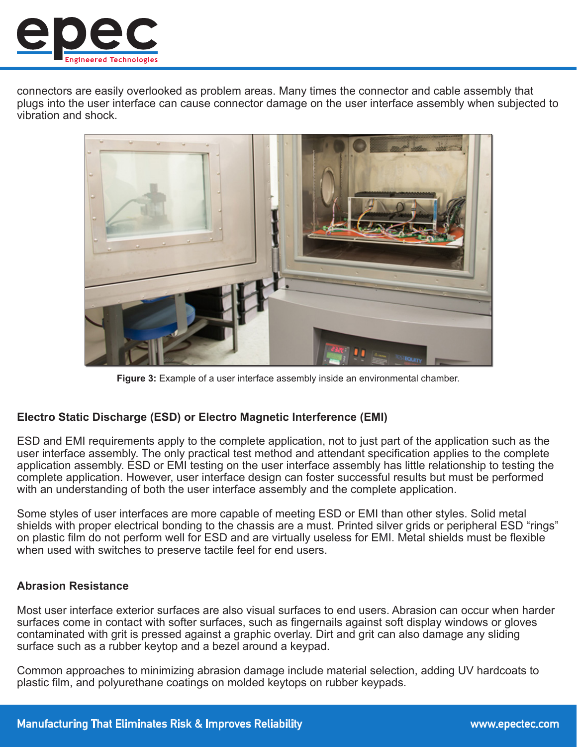connectors are easily overlooked as problem areas. Many times the connector and cable assembly that plugs into the user interface can cause connector damage on the user interface assembly when subjected to vibration and shock.

**Figure 3:** Example of a user interface assembly inside an environmental chamber.

### Electro Static Discharge (ESD) or Electro Magnetic Interference (EMI)

ESD and EMI requirements apply to the complete application, not to just part of the application such as the user interface assembly. The only practical test method and attendant specification applies to the complete application assembly. ESD or EMI testing on the user interface assembly has little relationship to testing the complete application. However, user interface design can foster successful results but must be performed with an understanding of both the user interface assembly and the complete application.

Some styles of user interfaces are more capable of meeting ESD or EMI than other styles. Solid metal shields with proper electrical bonding to the chassis are a must. Printed silver grids or peripheral ESD "rings" on plastic film do not perform well for ESD and are virtually useless for EMI. Metal shields must be flexible when used with switches to preserve tactile feel for end users.

### Abrasion Resistance

Most user interface exterior surfaces are also visual surfaces to end users. Abrasion can occur when harder surfaces come in contact with softer surfaces, such as fingernails against soft display windows or gloves contaminated with grit is pressed against a graphic overlay. Dirt and grit can also damage any sliding surface such as a rubber keytop and a bezel around a keypad.

Common approaches to minimizing abrasion damage include material selection, adding UV hardcoats to plastic film, and polyurethane coatings on molded keytops on rubber keypads.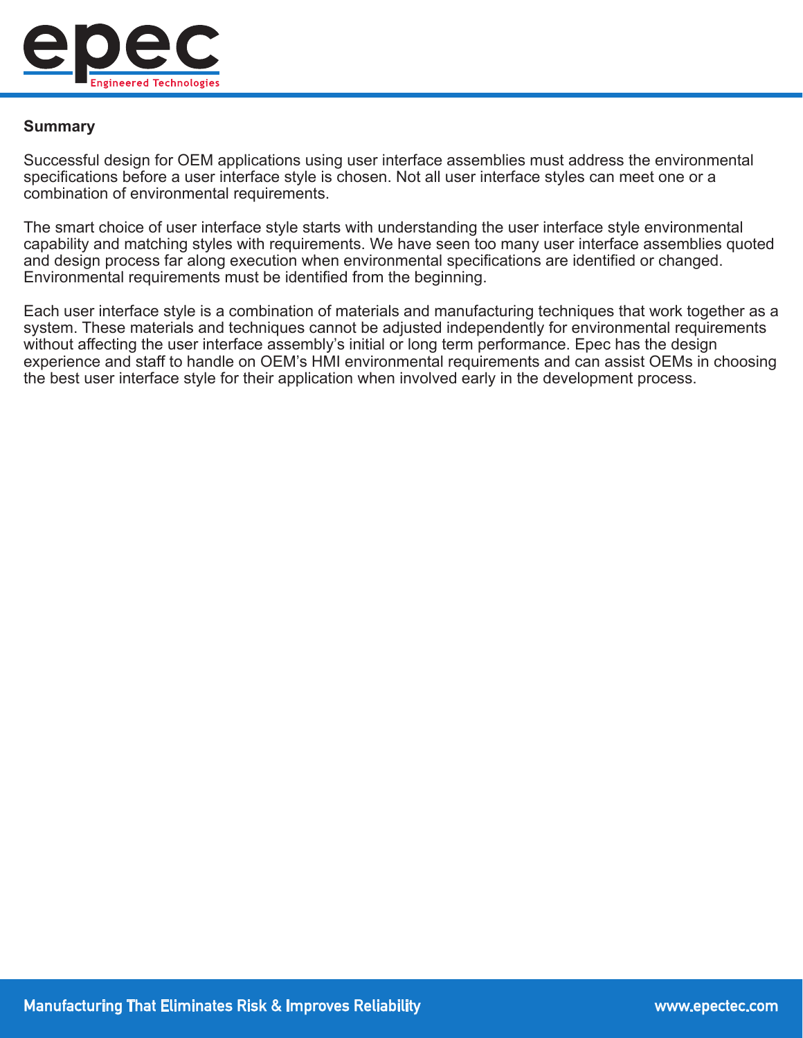## Summary

Successful design for OEM applications using user interface assemblies must address the environmental specifications before a user interface style is chosen. Not all user interface styles can meet one or a combination of environmental requirements.

The smart choice of user interface style starts with understanding the user interface style environmental capability and matching styles with requirements. We have seen too many user interface assemblies quoted and design process far along execution when environmental specifications are identified or changed. Environmental requirements must be identified from the beginning.

Each user interface style is a combination of materials and manufacturing techniques that work together as a system. These materials and techniques cannot be adjusted independently for environmental requirements without affecting the user interface assembly's initial or long term performance. Epec has the design experience and staff to handle on OEM's HMI environmental requirements and can assist OEMs in choosing the best user interface style for their application when involved early in the development process.